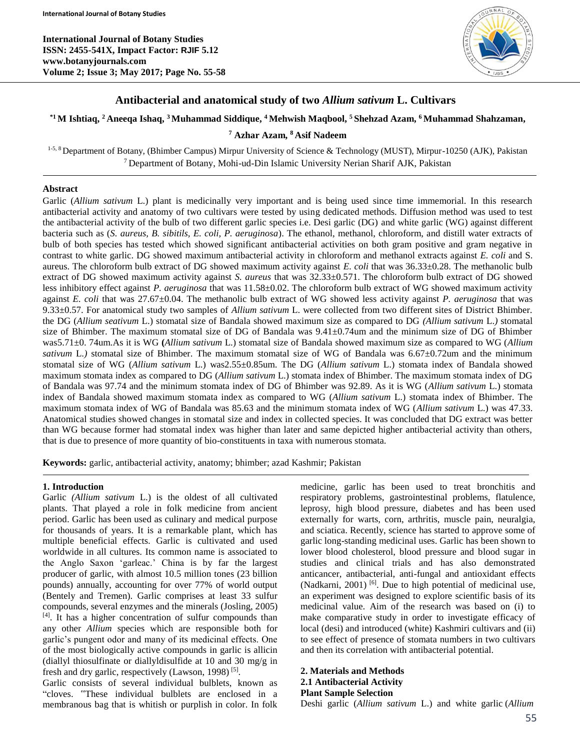# Antibacterial and anatomical study of two *Allium sativum* L. Cultivars

**[*1] M Ishtiaq, [2] Aneeqa Ishaq, [3] Muhammad Siddique, [4] Mehwish Maqbool, [5] Shehzad Azam, [6] Muhammad Shahzaman, [7] Azhar Azam, [8] Asif Nadeem**

[1-5, 8] Department of Botany, (Bhimber Campus) Mirpur University of Science & Technology (MUST), Mirpur-10250 (AJK), Pakistan
[7] Department of Botany, Mohi-ud-Din Islamic University Nerian Sharif AJK, Pakistan

## Abstract

Garlic (*Allium sativum* L.) plant is medicinally very important and is being used since time immemorial. In this research antibacterial activity and anatomy of two cultivars were tested by using dedicated methods. Diffusion method was used to test the antibacterial activity of the bulb of two different garlic species i.e. Desi garlic (DG) and white garlic (WG) against different bacteria such as (*S. aureus, B. sibitils, E. coli, P. aeruginosa*). The ethanol, methanol, chloroform, and distill water extracts of bulb of both species has tested which showed significant antibacterial activities on both gram positive and gram negative in contrast to white garlic. DG showed maximum antibacterial activity in chloroform and methanol extracts against *E. coli* and S. aureus. The chloroform bulb extract of DG showed maximum activity against *E. coli* that was 36.33±0.28. The methanolic bulb extract of DG showed maximum activity against *S. aureus* that was 32.33±0.571. The chloroform bulb extract of DG showed less inhibitory effect against *P. aeruginosa* that was 11.58±0.02. The chloroform bulb extract of WG showed maximum activity against *E. coli* that was 27.67±0.04. The methanolic bulb extract of WG showed less activity against *P. aeruginosa* that was 9.33±0.57. For anatomical study two samples of *Allium sativum* L. were collected from two different sites of District Bhimber. the DG (*Allium seativum* L.) stomatal size of Bandala showed maximum size as compared to DG *(Allium sativum* L.*)* stomatal size of Bhimber. The maximum stomatal size of DG of Bandala was 9.41±0.74um and the minimum size of DG of Bhimber was5.71±0. 74um.As it is WG **(***Allium sativum* L.) stomatal size of Bandala showed maximum size as compared to WG (*Allium sativum* L.*)* stomatal size of Bhimber. The maximum stomatal size of WG of Bandala was 6.67±0.72um and the minimum stomatal size of WG (*Allium sativum* L.) was2.55±0.85um. The DG (*Allium sativum* L.) stomata index of Bandala showed maximum stomata index as compared to DG (*Allium sativum* L.) stomata index of Bhimber. The maximum stomata index of DG of Bandala was 97.74 and the minimum stomata index of DG of Bhimber was 92.89. As it is WG (*Allium sativum* L.) stomata index of Bandala showed maximum stomata index as compared to WG (*Allium sativum* L.) stomata index of Bhimber. The maximum stomata index of WG of Bandala was 85.63 and the minimum stomata index of WG (*Allium sativum* L.) was 47.33. Anatomical studies showed changes in stomatal size and index in collected species. It was concluded that DG extract was better than WG because former had stomatal index was higher than later and same depicted higher antibacterial activity than others, that is due to presence of more quantity of bio-constituents in taxa with numerous stomata.

**Keywords:** garlic, antibacterial activity, anatomy; bhimber; azad Kashmir; Pakistan

## 1. Introduction

Garlic *(Allium sativum* L.) is the oldest of all cultivated plants. That played a role in folk medicine from ancient period. Garlic has been used as culinary and medical purpose for thousands of years. It is a remarkable plant, which has multiple beneficial effects. Garlic is cultivated and used worldwide in all cultures. Its common name is associated to the Anglo Saxon 'garleac.' China is by far the largest producer of garlic, with almost 10.5 million tones (23 billion pounds) annually, accounting for over 77% of world output (Bentely and Tremen). Garlic comprises at least 33 sulfur compounds, several enzymes and the minerals (Josling, 2005) [4]. It has a higher concentration of sulfur compounds than any other *Allium* species which are responsible both for garlic's pungent odor and many of its medicinal effects. One of the most biologically active compounds in garlic is allicin (diallyl thiosulfinate or diallyldisulfide at 10 and 30 mg/g in fresh and dry garlic, respectively (Lawson, 1998) [5].

Garlic consists of several individual bulblets, known as "cloves. "These individual bulblets are enclosed in a membranous bag that is whitish or purplish in color. In folk medicine, garlic has been used to treat bronchitis and respiratory problems, gastrointestinal problems, flatulence, leprosy, high blood pressure, diabetes and has been used externally for warts, corn, arthritis, muscle pain, neuralgia, and sciatica. Recently, science has started to approve some of garlic long-standing medicinal uses. Garlic has been shown to lower blood cholesterol, blood pressure and blood sugar in studies and clinical trials and has also demonstrated anticancer, antibacterial, anti-fungal and antioxidant effects (Nadkarni, 2001) [6]. Due to high potential of medicinal use, an experiment was designed to explore scientific basis of its medicinal value. Aim of the research was based on (i) to make comparative study in order to investigate efficacy of local (desi) and introduced (white) Kashmiri cultivars and (ii) to see effect of presence of stomata numbers in two cultivars and then its correlation with antibacterial potential.

## 2. Materials and Methods

### 2.1 Antibacterial Activity

**Plant Sample Selection**

Deshi garlic (*Allium sativum* L.) and white garlic (*Allium*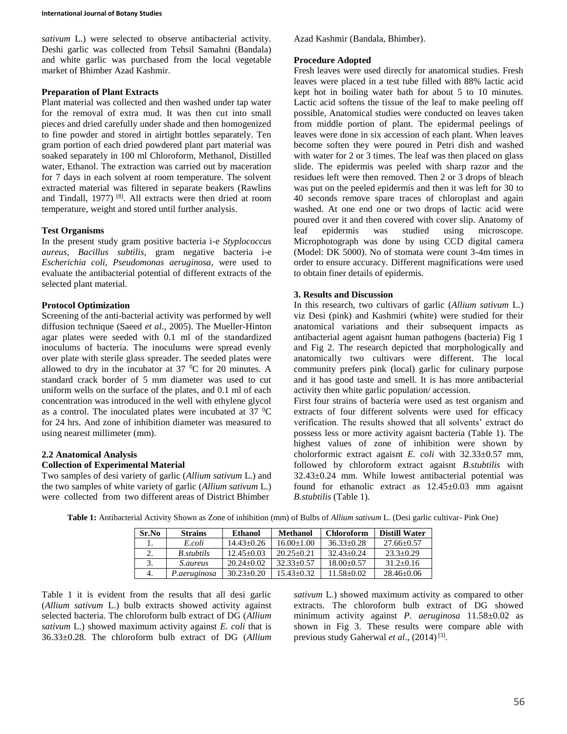*sativum* L.) were selected to observe antibacterial activity. Deshi garlic was collected from Tehsil Samahni (Bandala) and white garlic was purchased from the local vegetable market of Bhimber Azad Kashmir.

**Preparation of Plant Extracts**

Plant material was collected and then washed under tap water for the removal of extra mud. It was then cut into small pieces and dried carefully under shade and then homogenized to fine powder and stored in airtight bottles separately. Ten gram portion of each dried powdered plant part material was soaked separately in 100 ml Chloroform, Methanol, Distilled water, Ethanol. The extraction was carried out by maceration for 7 days in each solvent at room temperature. The solvent extracted material was filtered in separate beakers (Rawlins and Tindall, 1977) [8]. All extracts were then dried at room temperature, weight and stored until further analysis.

**Test Organisms**

In the present study gram positive bacteria i-e *Styplococcus aureus, Bacillus subtilis,* gram negative bacteria i-e *Escherichia coli, Pseudomonas aeruginosa*, were used to evaluate the antibacterial potential of different extracts of the selected plant material.

**Protocol Optimization**

Screening of the anti-bacterial activity was performed by well diffusion technique (Saeed *et al.,* 2005). The Mueller-Hinton agar plates were seeded with 0.1 ml of the standardized inoculums of bacteria. The inoculums were spread evenly over plate with sterile glass spreader. The seeded plates were allowed to dry in the incubator at 37 $^0$C for 20 minutes. A standard crack border of 5 mm diameter was used to cut uniform wells on the surface of the plates, and 0.1 ml of each concentration was introduced in the well with ethylene glycol as a control. The inoculated plates were incubated at 37 $^0$C for 24 hrs. And zone of inhibition diameter was measured to using nearest millimeter (mm).

**2.2 Anatomical Analysis**

**Collection of Experimental Material**

Two samples of desi variety of garlic (*Allium sativum* L.) and the two samples of white variety of garlic (*Allium sativum* L.) were collected from two different areas of District Bhimber Azad Kashmir (Bandala, Bhimber).

**Procedure Adopted**

Fresh leaves were used directly for anatomical studies. Fresh leaves were placed in a test tube filled with 88% lactic acid kept hot in boiling water bath for about 5 to 10 minutes. Lactic acid softens the tissue of the leaf to make peeling off possible, Anatomical studies were conducted on leaves taken from middle portion of plant. The epidermal peelings of leaves were done in six accession of each plant. When leaves become soften they were poured in Petri dish and washed with water for 2 or 3 times. The leaf was then placed on glass slide. The epidermis was peeled with sharp razor and the residues left were then removed. Then 2 or 3 drops of bleach was put on the peeled epidermis and then it was left for 30 to 40 seconds remove spare traces of chloroplast and again washed. At one end one or two drops of lactic acid were poured over it and then covered with cover slip. Anatomy of leaf epidermis was studied using microscope. Microphotograph was done by using CCD digital camera (Model: DK 5000). No of stomata were count 3-4m times in order to ensure accuracy. Different magnifications were used to obtain finer details of epidermis.

## 3. Results and Discussion

In this research, two cultivars of garlic (*Allium sativum* L.) viz Desi (pink) and Kashmiri (white) were studied for their anatomical variations and their subsequent impacts as antibacterial agent agaisnt human pathogens (bacteria) Fig 1 and Fig 2. The research depicted that morphologically and anatomically two cultivars were different. The local community prefers pink (local) garlic for culinary purpose and it has good taste and smell. It is has more antibacterial activity then white garlic population/ accession.

First four strains of bacteria were used as test organism and extracts of four different solvents were used for efficacy verification. The results showed that all solvents' extract do possess less or more activity agaisnt bacteria (Table 1). The highest values of zone of inhibition were shown by cholorformic extract agaisnt *E. coli* with 32.33±0.57 mm, followed by chloroform extract agaisnt *B.stubtilis* with 32.43±0.24 mm. While lowest antibacterial potential was found for ethanolic extract as 12.45±0.03 mm agaisnt *B.stubtilis* (Table 1).

**Table 1:** Antibacterial Activity Shown as Zone of inhibition (mm) of Bulbs of *Allium sativum* L. (Desi garlic cultivar- Pink One)

| Sr.No | Strains | Ethanol | Methanol | Chloroform | Distill Water |
|---|---|---|---|---|---|
| 1. | *E.coli* | 14.43±0.26 | 16.00±1.00 | 36.33±0.28 | 27.66±0.57 |
| 2. | *B.stubtils* | 12.45±0.03 | 20.25±0.21 | 32.43±0.24 | 23.3±0.29 |
| 3. | *S.aureus* | 20.24±0.02 | 32.33±0.57 | 18.00±0.57 | 31.2±0.16 |
| 4. | *P.aeruginosa* | 30.23±0.20 | 15.43±0.32 | 11.58±0.02 | 28.46±0.06 |

Table 1 it is evident from the results that all desi garlic (*Allium sativum* L.) bulb extracts showed activity against selected bacteria. The chloroform bulb extract of DG (*Allium sativum* L.) showed maximum activity against *E. coli* that is 36.33±0.28. The chloroform bulb extract of DG (*Allium sativum* L.) showed maximum activity as compared to other extracts. The chloroform bulb extract of DG showed minimum activity against *P. aeruginosa* 11.58±0.02 as shown in Fig 3. These results were compare able with previous study Gaherwal *et al*., (2014) [3].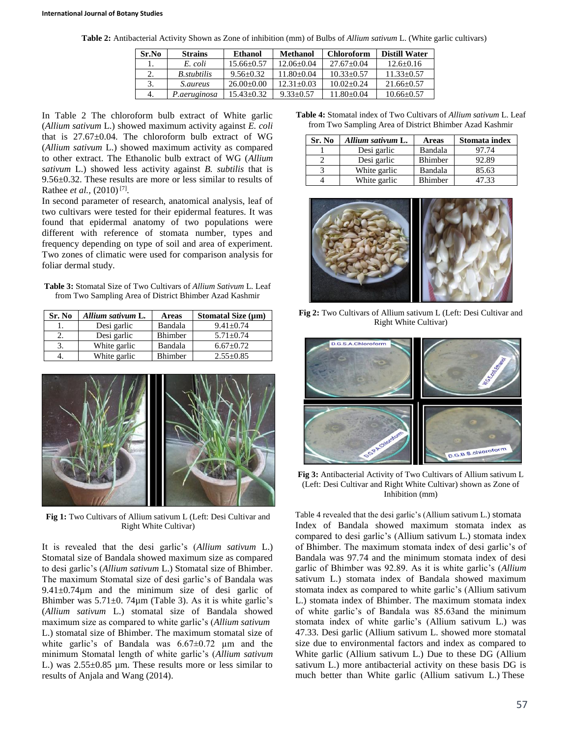**Table 2:** Antibacterial Activity Shown as Zone of inhibition (mm) of Bulbs of *Allium sativum* L. (White garlic cultivars)

| Sr.No | Strains | Ethanol | Methanol | Chloroform | Distill Water |
|---|---|---|---|---|---|
| 1. | *E. coli* | 15.66±0.57 | 12.06±0.04 | 27.67±0.04 | 12.6±0.16 |
| 2. | *B.stubtilis* | 9.56±0.32 | 11.80±0.04 | 10.33±0.57 | 11.33±0.57 |
| 3. | *S.aureus* | 26.00±0.00 | 12.31±0.03 | 10.02±0.24 | 21.66±0.57 |
| 4. | *P.aeruginosa* | 15.43±0.32 | 9.33±0.57 | 11.80±0.04 | 10.66±0.57 |

In Table 2 The chloroform bulb extract of White garlic (*Allium sativum* L.) showed maximum activity against *E. coli* that is 27.67±0.04. The chloroform bulb extract of WG (*Allium sativum* L.) showed maximum activity as compared to other extract. The Ethanolic bulb extract of WG (*Allium sativum* L.) showed less activity against *B. subtilis* that is 9.56±0.32. These results are more or less similar to results of Rathee *et al.*, (2010) [7].

In second parameter of research, anatomical analysis, leaf of two cultivars were tested for their epidermal features. It was found that epidermal anatomy of two populations were different with reference of stomata number, types and frequency depending on type of soil and area of experiment. Two zones of climatic were used for comparison analysis for foliar dermal study.

**Table 3:** Stomatal Size of Two Cultivars of *Allium Sativum* L. Leaf from Two Sampling Area of District Bhimber Azad Kashmir

| Sr. No | *Allium sativum* L. | Areas | Stomatal Size (µm) |
|---|---|---|---|
| 1. | Desi garlic | Bandala | 9.41±0.74 |
| 2. | Desi garlic | Bhimber | 5.71±0.74 |
| 3. | White garlic | Bandala | 6.67±0.72 |
| 4. | White garlic | Bhimber | 2.55±0.85 |

**Fig 1:** Two Cultivars of Allium sativum L (Left: Desi Cultivar and Right White Cultivar)

It is revealed that the desi garlic's (*Allium sativum* L.) Stomatal size of Bandala showed maximum size as compared to desi garlic's (*Allium sativum* L.) Stomatal size of Bhimber. The maximum Stomatal size of desi garlic's of Bandala was 9.41±0.74µm and the minimum size of desi garlic of Bhimber was 5.71±0. 74µm (Table 3). As it is white garlic's (*Allium sativum* L.) stomatal size of Bandala showed maximum size as compared to white garlic's (*Allium sativum* L.) stomatal size of Bhimber. The maximum stomatal size of white garlic's of Bandala was 6.67±0.72 µm and the minimum Stomatal length of white garlic's (*Allium sativum* L.) was 2.55±0.85 µm. These results more or less similar to results of Anjala and Wang (2014).

**Table 4:** Stomatal index of Two Cultivars of *Allium sativum* L. Leaf from Two Sampling Area of District Bhimber Azad Kashmir

| Sr. No | *Allium sativum* L. | Areas | Stomata index |
|---|---|---|---|
| 1 | Desi garlic | Bandala | 97.74 |
| 2 | Desi garlic | Bhimber | 92.89 |
| 3 | White garlic | Bandala | 85.63 |
| 4 | White garlic | Bhimber | 47.33 |

**Fig 2:** Two Cultivars of Allium sativum L (Left: Desi Cultivar and Right White Cultivar)

**Fig 3:** Antibacterial Activity of Two Cultivars of Allium sativum L (Left: Desi Cultivar and Right White Cultivar) shown as Zone of Inhibition (mm)

Table 4 revealed that the desi garlic's (Allium sativum L.) stomata Index of Bandala showed maximum stomata index as compared to desi garlic's (Allium sativum L.) stomata index of Bhimber. The maximum stomata index of desi garlic's of Bandala was 97.74 and the minimum stomata index of desi garlic of Bhimber was 92.89. As it is white garlic's (*Allium* sativum L.) stomata index of Bandala showed maximum stomata index as compared to white garlic's (Allium sativum L.) stomata index of Bhimber. The maximum stomata index of white garlic's of Bandala was 85.63and the minimum stomata index of white garlic's (Allium sativum L.) was 47.33. Desi garlic (Allium sativum L. showed more stomatal size due to environmental factors and index as compared to White garlic (Allium sativum L.) Due to these DG (Allium sativum L.) more antibacterial activity on these basis DG is much better than White garlic (Allium sativum L.) These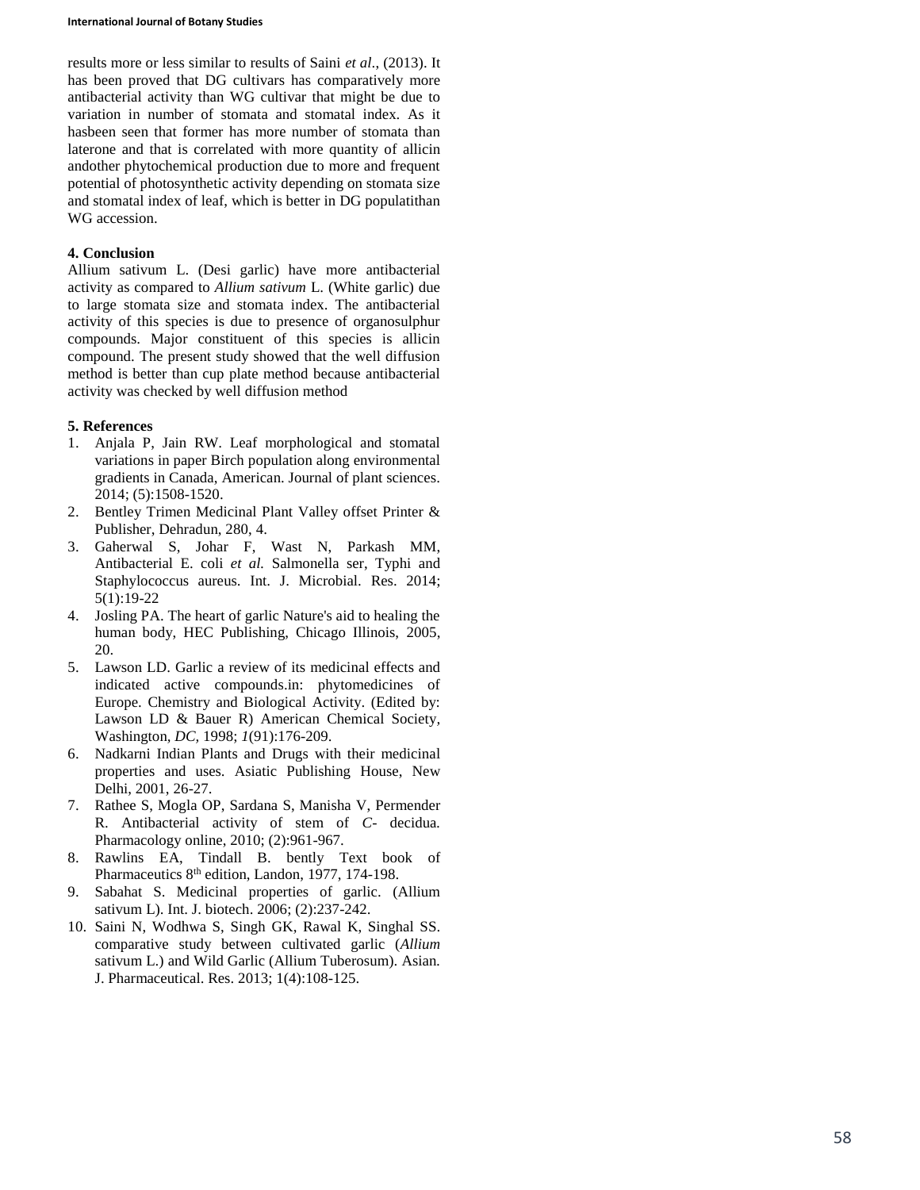results more or less similar to results of Saini *et al*., (2013). It has been proved that DG cultivars has comparatively more antibacterial activity than WG cultivar that might be due to variation in number of stomata and stomatal index. As it hasbeen seen that former has more number of stomata than laterone and that is correlated with more quantity of allicin andother phytochemical production due to more and frequent potential of photosynthetic activity depending on stomata size and stomatal index of leaf, which is better in DG populatithan WG accession.

### 4. Conclusion

Allium sativum L. (Desi garlic) have more antibacterial activity as compared to *Allium sativum* L. (White garlic) due to large stomata size and stomata index. The antibacterial activity of this species is due to presence of organosulphur compounds. Major constituent of this species is allicin compound. The present study showed that the well diffusion method is better than cup plate method because antibacterial activity was checked by well diffusion method

### 5. References

1. Anjala P, Jain RW. Leaf morphological and stomatal variations in paper Birch population along environmental gradients in Canada, American. Journal of plant sciences. 2014; (5):1508-1520.
2. Bentley Trimen Medicinal Plant Valley offset Printer & Publisher, Dehradun, 280, 4.
3. Gaherwal S, Johar F, Wast N, Parkash MM, Antibacterial E. coli *et al.* Salmonella ser, Typhi and Staphylococcus aureus. Int. J. Microbial. Res. 2014; 5(1):19-22
4. Josling PA. The heart of garlic Nature's aid to healing the human body, HEC Publishing, Chicago Illinois, 2005, 20.
5. Lawson LD. Garlic a review of its medicinal effects and indicated active compounds.in: phytomedicines of Europe. Chemistry and Biological Activity. (Edited by: Lawson LD & Bauer R) American Chemical Society, Washington, *DC,* 1998; *1*(91):176-209.
6. Nadkarni Indian Plants and Drugs with their medicinal properties and uses. Asiatic Publishing House, New Delhi, 2001, 26-27.
7. Rathee S, Mogla OP, Sardana S, Manisha V, Permender R. Antibacterial activity of stem of *C*- decidua. Pharmacology online, 2010; (2):961-967.
8. Rawlins EA, Tindall B. bently Text book of Pharmaceutics 8th edition, Landon, 1977, 174-198.
9. Sabahat S. Medicinal properties of garlic. (Allium sativum L). Int. J. biotech. 2006; (2):237-242.
10. Saini N, Wodhwa S, Singh GK, Rawal K, Singhal SS. comparative study between cultivated garlic (*Allium* sativum L.) and Wild Garlic (Allium Tuberosum). Asian. J. Pharmaceutical. Res. 2013; 1(4):108-125.